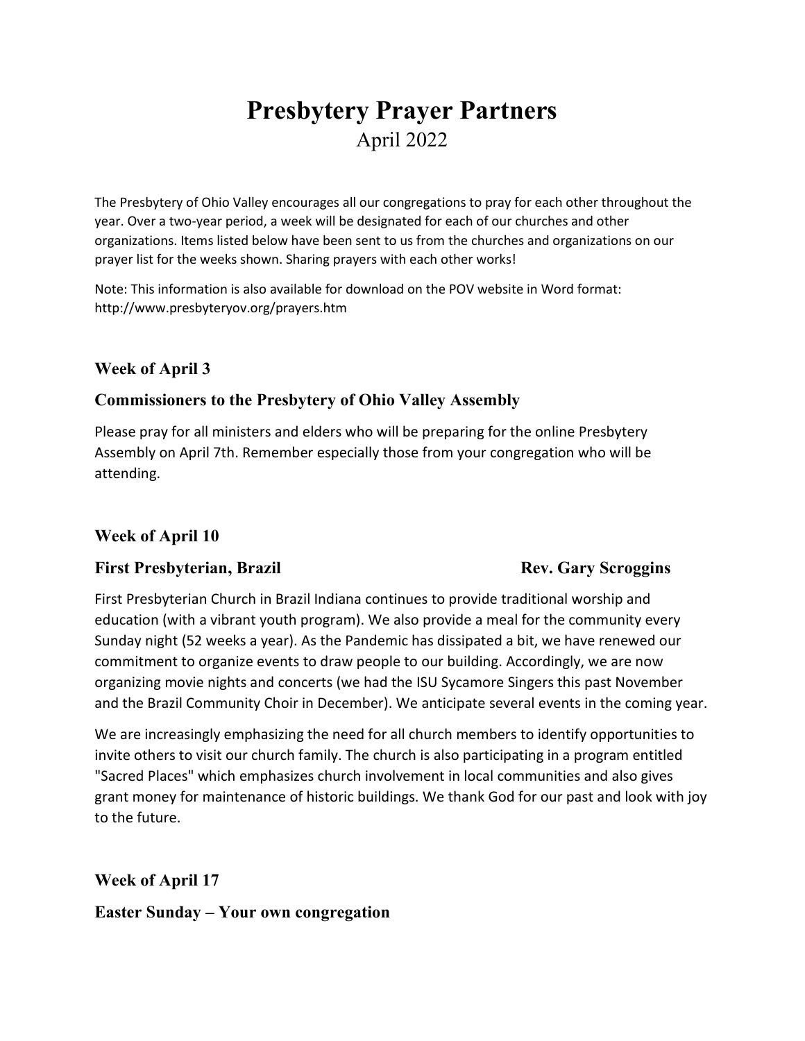# Presbytery Prayer Partners

April 2022

The Presbytery of Ohio Valley encourages all our congregations to pray for each other throughout the year. Over a two-year period, a week will be designated for each of our churches and other organizations. Items listed below have been sent to us from the churches and organizations on our prayer list for the weeks shown. Sharing prayers with each other works!

Note: This information is also available for download on the POV website in Word format: http://www.presbyteryov.org/prayers.htm

### Week of April 3

### Commissioners to the Presbytery of Ohio Valley Assembly

Please pray for all ministers and elders who will be preparing for the online Presbytery Assembly on April 7th. Remember especially those from your congregation who will be attending.

### Week of April 10

### First Presbyterian, Brazil — Rev. Gary Scroggins

First Presbyterian Church in Brazil Indiana continues to provide traditional worship and education (with a vibrant youth program). We also provide a meal for the community every Sunday night (52 weeks a year). As the Pandemic has dissipated a bit, we have renewed our commitment to organize events to draw people to our building. Accordingly, we are now organizing movie nights and concerts (we had the ISU Sycamore Singers this past November and the Brazil Community Choir in December). We anticipate several events in the coming year.

We are increasingly emphasizing the need for all church members to identify opportunities to invite others to visit our church family. The church is also participating in a program entitled "Sacred Places" which emphasizes church involvement in local communities and also gives grant money for maintenance of historic buildings. We thank God for our past and look with joy to the future.

### Week of April 17

### Easter Sunday – Your own congregation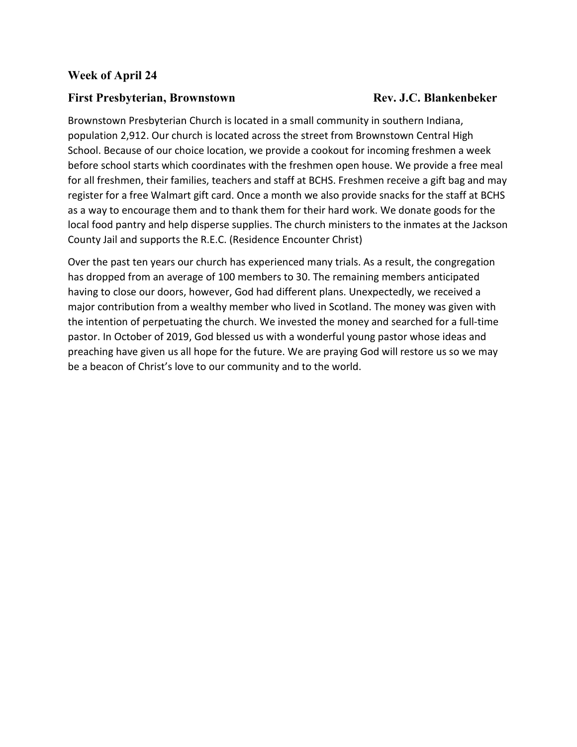**Week of April 24**

**First Presbyterian, Brownstown** **Rev. J.C. Blankenbeker**

Brownstown Presbyterian Church is located in a small community in southern Indiana, population 2,912. Our church is located across the street from Brownstown Central High School. Because of our choice location, we provide a cookout for incoming freshmen a week before school starts which coordinates with the freshmen open house. We provide a free meal for all freshmen, their families, teachers and staff at BCHS. Freshmen receive a gift bag and may register for a free Walmart gift card. Once a month we also provide snacks for the staff at BCHS as a way to encourage them and to thank them for their hard work. We donate goods for the local food pantry and help disperse supplies. The church ministers to the inmates at the Jackson County Jail and supports the R.E.C. (Residence Encounter Christ)

Over the past ten years our church has experienced many trials. As a result, the congregation has dropped from an average of 100 members to 30. The remaining members anticipated having to close our doors, however, God had different plans. Unexpectedly, we received a major contribution from a wealthy member who lived in Scotland. The money was given with the intention of perpetuating the church. We invested the money and searched for a full-time pastor. In October of 2019, God blessed us with a wonderful young pastor whose ideas and preaching have given us all hope for the future. We are praying God will restore us so we may be a beacon of Christ's love to our community and to the world.